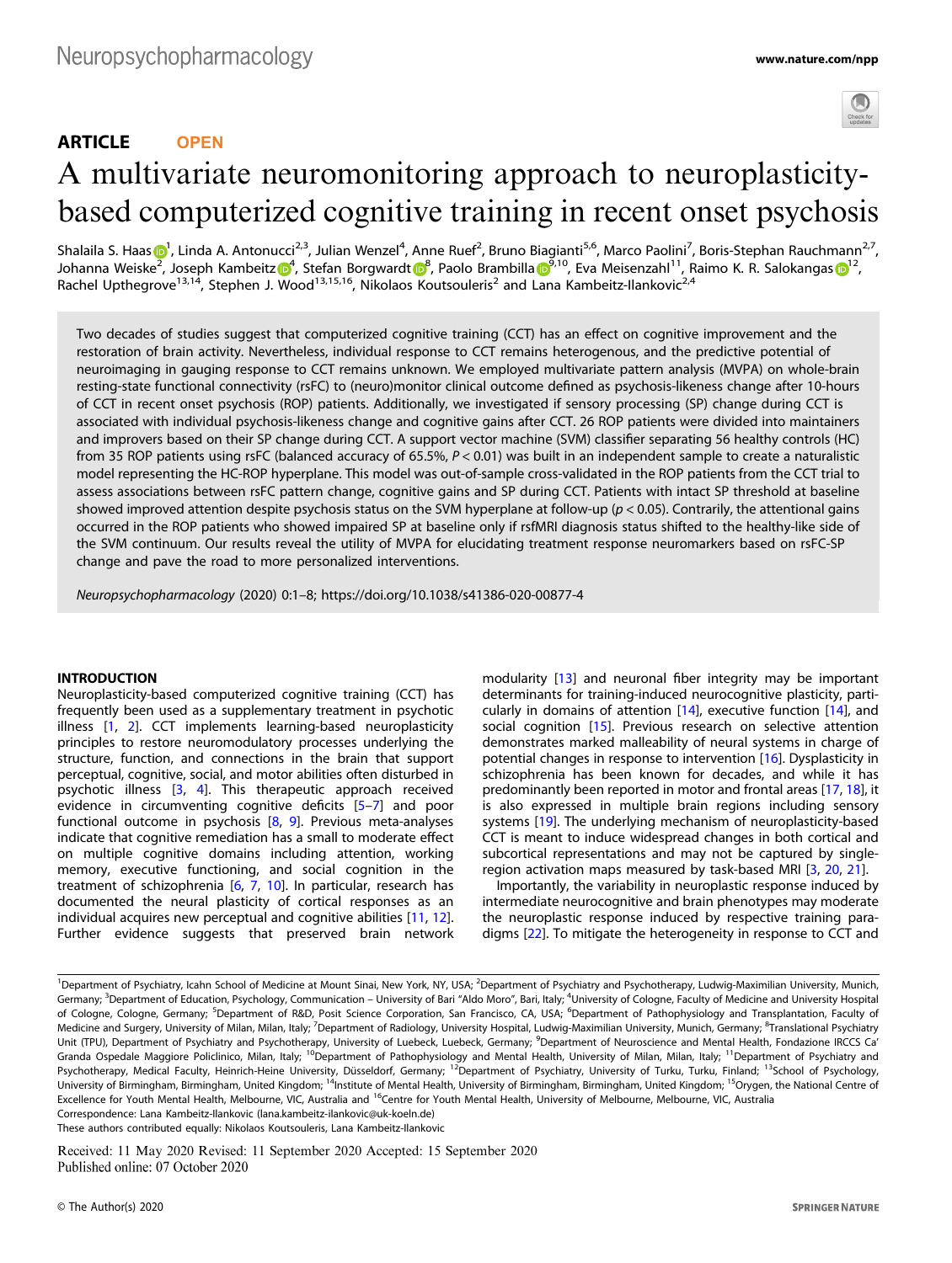ARTICLE OPEN

# A multivariate neuromonitoring approach to neuroplasticity-based computerized cognitive training in recent onset psychosis

Shalaila S. Haas[1], Linda A. Antonucci[2,3], Julian Wenzel[4], Anne Ruef[2], Bruno Biagianti[5,6], Marco Paolini[7], Boris-Stephan Rauchmann[2,7], Johanna Weiske[2], Joseph Kambeitz[4], Stefan Borgwardt[8], Paolo Brambilla[9,10], Eva Meisenzahl[11], Raimo K. R. Salokangas[12], Rachel Upthegrove[13,14], Stephen J. Wood[13,15,16], Nikolaos Koutsouleris[2] and Lana Kambeitz-Ilankovic[2,4]

Two decades of studies suggest that computerized cognitive training (CCT) has an effect on cognitive improvement and the restoration of brain activity. Nevertheless, individual response to CCT remains heterogenous, and the predictive potential of neuroimaging in gauging response to CCT remains unknown. We employed multivariate pattern analysis (MVPA) on whole-brain resting-state functional connectivity (rsFC) to (neuro)monitor clinical outcome defined as psychosis-likeness change after 10-hours of CCT in recent onset psychosis (ROP) patients. Additionally, we investigated if sensory processing (SP) change during CCT is associated with individual psychosis-likeness change and cognitive gains after CCT. 26 ROP patients were divided into maintainers and improvers based on their SP change during CCT. A support vector machine (SVM) classifier separating 56 healthy controls (HC) from 35 ROP patients using rsFC (balanced accuracy of 65.5%, $P < 0.01$) was built in an independent sample to create a naturalistic model representing the HC-ROP hyperplane. This model was out-of-sample cross-validated in the ROP patients from the CCT trial to assess associations between rsFC pattern change, cognitive gains and SP during CCT. Patients with intact SP threshold at baseline showed improved attention despite psychosis status on the SVM hyperplane at follow-up ($p < 0.05$). Contrarily, the attentional gains occurred in the ROP patients who showed impaired SP at baseline only if rsfMRI diagnosis status shifted to the healthy-like side of the SVM continuum. Our results reveal the utility of MVPA for elucidating treatment response neuromarkers based on rsFC-SP change and pave the road to more personalized interventions.

*Neuropsychopharmacology* (2020) 0:1–8; https://doi.org/10.1038/s41386-020-00877-4

## INTRODUCTION

Neuroplasticity-based computerized cognitive training (CCT) has frequently been used as a supplementary treatment in psychotic illness [1, 2]. CCT implements learning-based neuroplasticity principles to restore neuromodulatory processes underlying the structure, function, and connections in the brain that support perceptual, cognitive, social, and motor abilities often disturbed in psychotic illness [3, 4]. This therapeutic approach received evidence in circumventing cognitive deficits [5–7] and poor functional outcome in psychosis [8, 9]. Previous meta-analyses indicate that cognitive remediation has a small to moderate effect on multiple cognitive domains including attention, working memory, executive functioning, and social cognition in the treatment of schizophrenia [6, 7, 10]. In particular, research has documented the neural plasticity of cortical responses as an individual acquires new perceptual and cognitive abilities [11, 12]. Further evidence suggests that preserved brain network modularity [13] and neuronal fiber integrity may be important determinants for training-induced neurocognitive plasticity, particularly in domains of attention [14], executive function [14], and social cognition [15]. Previous research on selective attention demonstrates marked malleability of neural systems in charge of potential changes in response to intervention [16]. Dysplasticity in schizophrenia has been known for decades, and while it has predominantly been reported in motor and frontal areas [17, 18], it is also expressed in multiple brain regions including sensory systems [19]. The underlying mechanism of neuroplasticity-based CCT is meant to induce widespread changes in both cortical and subcortical representations and may not be captured by single-region activation maps measured by task-based MRI [3, 20, 21].

Importantly, the variability in neuroplastic response induced by intermediate neurocognitive and brain phenotypes may moderate the neuroplastic response induced by respective training paradigms [22]. To mitigate the heterogeneity in response to CCT and

[1]Department of Psychiatry, Icahn School of Medicine at Mount Sinai, New York, NY, USA; [2]Department of Psychiatry and Psychotherapy, Ludwig-Maximilian University, Munich, Germany; [3]Department of Education, Psychology, Communication – University of Bari "Aldo Moro", Bari, Italy; [4]University of Cologne, Faculty of Medicine and University Hospital of Cologne, Cologne, Germany; [5]Department of R&D, Posit Science Corporation, San Francisco, CA, USA; [6]Department of Pathophysiology and Transplantation, Faculty of Medicine and Surgery, University of Milan, Milan, Italy; [7]Department of Radiology, University Hospital, Ludwig-Maximilian University, Munich, Germany; [8]Translational Psychiatry Unit (TPU), Department of Psychiatry and Psychotherapy, University of Luebeck, Luebeck, Germany; [9]Department of Neuroscience and Mental Health, Fondazione IRCCS Ca' Granda Ospedale Maggiore Policlinico, Milan, Italy; [10]Department of Pathophysiology and Mental Health, University of Milan, Milan, Italy; [11]Department of Psychiatry and Psychotherapy, Medical Faculty, Heinrich-Heine University, Düsseldorf, Germany; [12]Department of Psychiatry, University of Turku, Turku, Finland; [13]School of Psychology, University of Birmingham, Birmingham, United Kingdom; [14]Institute of Mental Health, University of Birmingham, Birmingham, United Kingdom; [15]Orygen, the National Centre of Excellence for Youth Mental Health, Melbourne, VIC, Australia and [16]Centre for Youth Mental Health, University of Melbourne, Melbourne, VIC, Australia
Correspondence: Lana Kambeitz-Ilankovic (lana.kambeitz-ilankovic@uk-koeln.de)
These authors contributed equally: Nikolaos Koutsouleris, Lana Kambeitz-Ilankovic

Received: 11 May 2020 Revised: 11 September 2020 Accepted: 15 September 2020
Published online: 07 October 2020

© The Author(s) 2020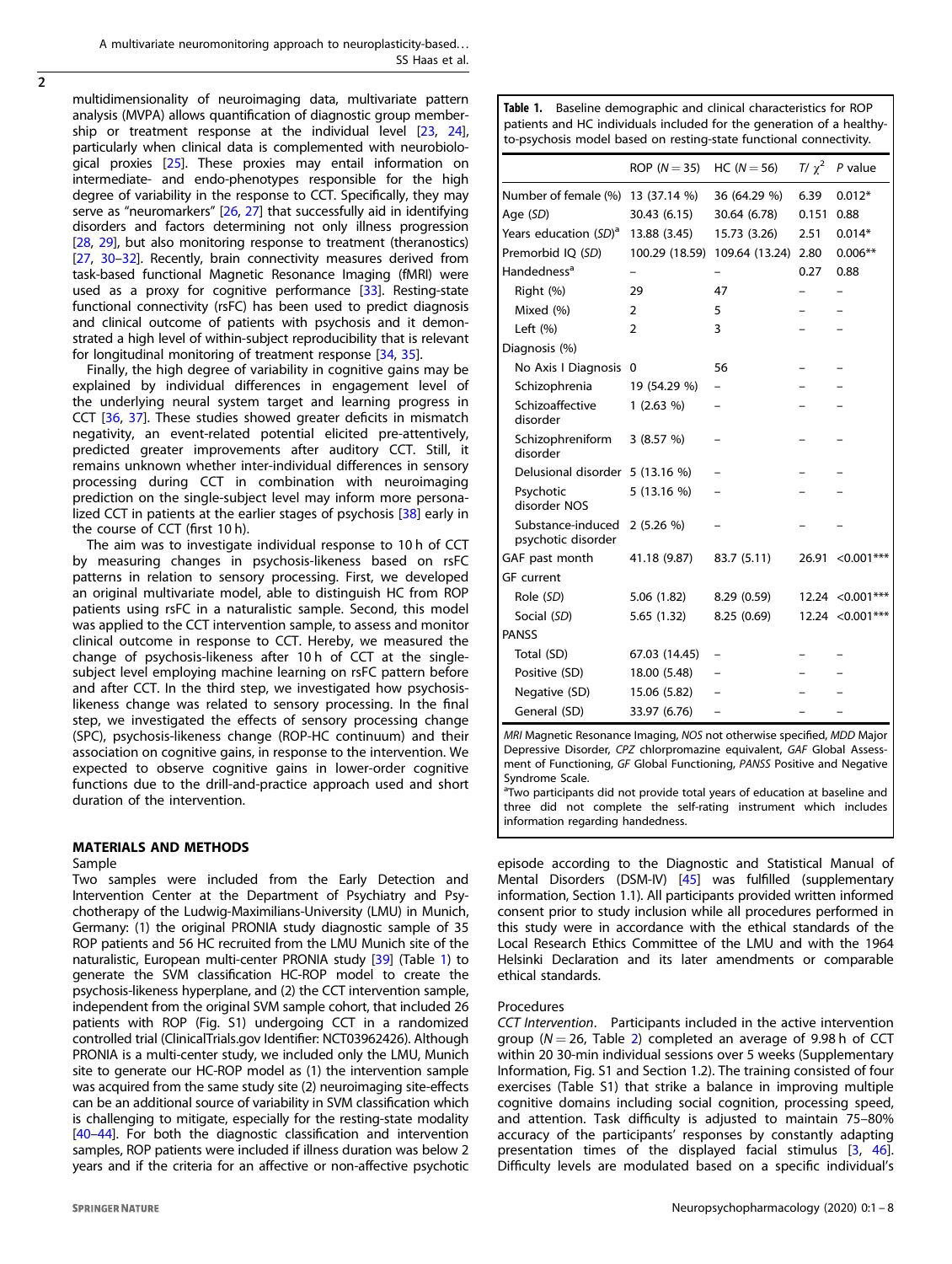multidimensionality of neuroimaging data, multivariate pattern analysis (MVPA) allows quantification of diagnostic group membership or treatment response at the individual level [23, 24], particularly when clinical data is complemented with neurobiological proxies [25]. These proxies may entail information on intermediate- and endo-phenotypes responsible for the high degree of variability in the response to CCT. Specifically, they may serve as "neuromarkers" [26, 27] that successfully aid in identifying disorders and factors determining not only illness progression [28, 29], but also monitoring response to treatment (theranostics) [27, 30–32]. Recently, brain connectivity measures derived from task-based functional Magnetic Resonance Imaging (fMRI) were used as a proxy for cognitive performance [33]. Resting-state functional connectivity (rsFC) has been used to predict diagnosis and clinical outcome of patients with psychosis and it demonstrated a high level of within-subject reproducibility that is relevant for longitudinal monitoring of treatment response [34, 35].

Finally, the high degree of variability in cognitive gains may be explained by individual differences in engagement level of the underlying neural system target and learning progress in CCT [36, 37]. These studies showed greater deficits in mismatch negativity, an event-related potential elicited pre-attentively, predicted greater improvements after auditory CCT. Still, it remains unknown whether inter-individual differences in sensory processing during CCT in combination with neuroimaging prediction on the single-subject level may inform more personalized CCT in patients at the earlier stages of psychosis [38] early in the course of CCT (first 10 h).

The aim was to investigate individual response to 10 h of CCT by measuring changes in psychosis-likeness based on rsFC patterns in relation to sensory processing. First, we developed an original multivariate model, able to distinguish HC from ROP patients using rsFC in a naturalistic sample. Second, this model was applied to the CCT intervention sample, to assess and monitor clinical outcome in response to CCT. Hereby, we measured the change of psychosis-likeness after 10 h of CCT at the single-subject level employing machine learning on rsFC pattern before and after CCT. In the third step, we investigated how psychosis-likeness change was related to sensory processing. In the final step, we investigated the effects of sensory processing change (SPC), psychosis-likeness change (ROP-HC continuum) and their association on cognitive gains, in response to the intervention. We expected to observe cognitive gains in lower-order cognitive functions due to the drill-and-practice approach used and short duration of the intervention.

**Table 1.** Baseline demographic and clinical characteristics for ROP patients and HC individuals included for the generation of a healthy-to-psychosis model based on resting-state functional connectivity.

| | ROP (N = 35) | HC (N = 56) | T/ $\chi^2$ | P value |
|---|---|---|---|---|
| Number of female (%) | 13 (37.14 %) | 36 (64.29 %) | 6.39 | 0.012* |
| Age (SD) | 30.43 (6.15) | 30.64 (6.78) | 0.151 | 0.88 |
| Years education (SD)[a] | 13.88 (3.45) | 15.73 (3.26) | 2.51 | 0.014* |
| Premorbid IQ (SD) | 100.29 (18.59) | 109.64 (13.24) | 2.80 | 0.006** |
| Handedness[a] | – | – | 0.27 | 0.88 |
| Right (%) | 29 | 47 | – | – |
| Mixed (%) | 2 | 5 | – | – |
| Left (%) | 2 | 3 | – | – |
| Diagnosis (%) | | | | |
| No Axis I Diagnosis | 0 | 56 | – | – |
| Schizophrenia | 19 (54.29 %) | – | – | – |
| Schizoaffective disorder | 1 (2.63 %) | – | – | – |
| Schizophreniform disorder | 3 (8.57 %) | – | – | – |
| Delusional disorder | 5 (13.16 %) | – | – | – |
| Psychotic disorder NOS | 5 (13.16 %) | – | – | – |
| Substance-induced psychotic disorder | 2 (5.26 %) | – | – | – |
| GAF past month | 41.18 (9.87) | 83.7 (5.11) | 26.91 | <0.001*** |
| GF current | | | | |
| Role (SD) | 5.06 (1.82) | 8.29 (0.59) | 12.24 | <0.001*** |
| Social (SD) | 5.65 (1.32) | 8.25 (0.69) | 12.24 | <0.001*** |
| PANSS | | | | |
| Total (SD) | 67.03 (14.45) | – | – | – |
| Positive (SD) | 18.00 (5.48) | – | – | – |
| Negative (SD) | 15.06 (5.82) | – | – | – |
| General (SD) | 33.97 (6.76) | – | – | – |

*MRI* Magnetic Resonance Imaging, *NOS* not otherwise specified, *MDD* Major Depressive Disorder, *CPZ* chlorpromazine equivalent, *GAF* Global Assessment of Functioning, *GF* Global Functioning, *PANSS* Positive and Negative Syndrome Scale.
[a]Two participants did not provide total years of education at baseline and three did not complete the self-rating instrument which includes information regarding handedness.

## MATERIALS AND METHODS

### Sample

Two samples were included from the Early Detection and Intervention Center at the Department of Psychiatry and Psychotherapy of the Ludwig-Maximilians-University (LMU) in Munich, Germany: (1) the original PRONIA study diagnostic sample of 35 ROP patients and 56 HC recruited from the LMU Munich site of the naturalistic, European multi-center PRONIA study [39] (Table 1) to generate the SVM classification HC-ROP model to create the psychosis-likeness hyperplane, and (2) the CCT intervention sample, independent from the original SVM sample cohort, that included 26 patients with ROP (Fig. S1) undergoing CCT in a randomized controlled trial (ClinicalTrials.gov Identifier: NCT03962426). Although PRONIA is a multi-center study, we included only the LMU, Munich site to generate our HC-ROP model as (1) the intervention sample was acquired from the same study site (2) neuroimaging site-effects can be an additional source of variability in SVM classification which is challenging to mitigate, especially for the resting-state modality [40–44]. For both the diagnostic classification and intervention samples, ROP patients were included if illness duration was below 2 years and if the criteria for an affective or non-affective psychotic episode according to the Diagnostic and Statistical Manual of Mental Disorders (DSM-IV) [45] was fulfilled (supplementary information, Section 1.1). All participants provided written informed consent prior to study inclusion while all procedures performed in this study were in accordance with the ethical standards of the Local Research Ethics Committee of the LMU and with the 1964 Helsinki Declaration and its later amendments or comparable ethical standards.

### Procedures

*CCT Intervention*. Participants included in the active intervention group (N = 26, Table 2) completed an average of 9.98 h of CCT within 20 30-min individual sessions over 5 weeks (Supplementary Information, Fig. S1 and Section 1.2). The training consisted of four exercises (Table S1) that strike a balance in improving multiple cognitive domains including social cognition, processing speed, and attention. Task difficulty is adjusted to maintain 75–80% accuracy of the participants' responses by constantly adapting presentation times of the displayed facial stimulus [3, 46]. Difficulty levels are modulated based on a specific individual's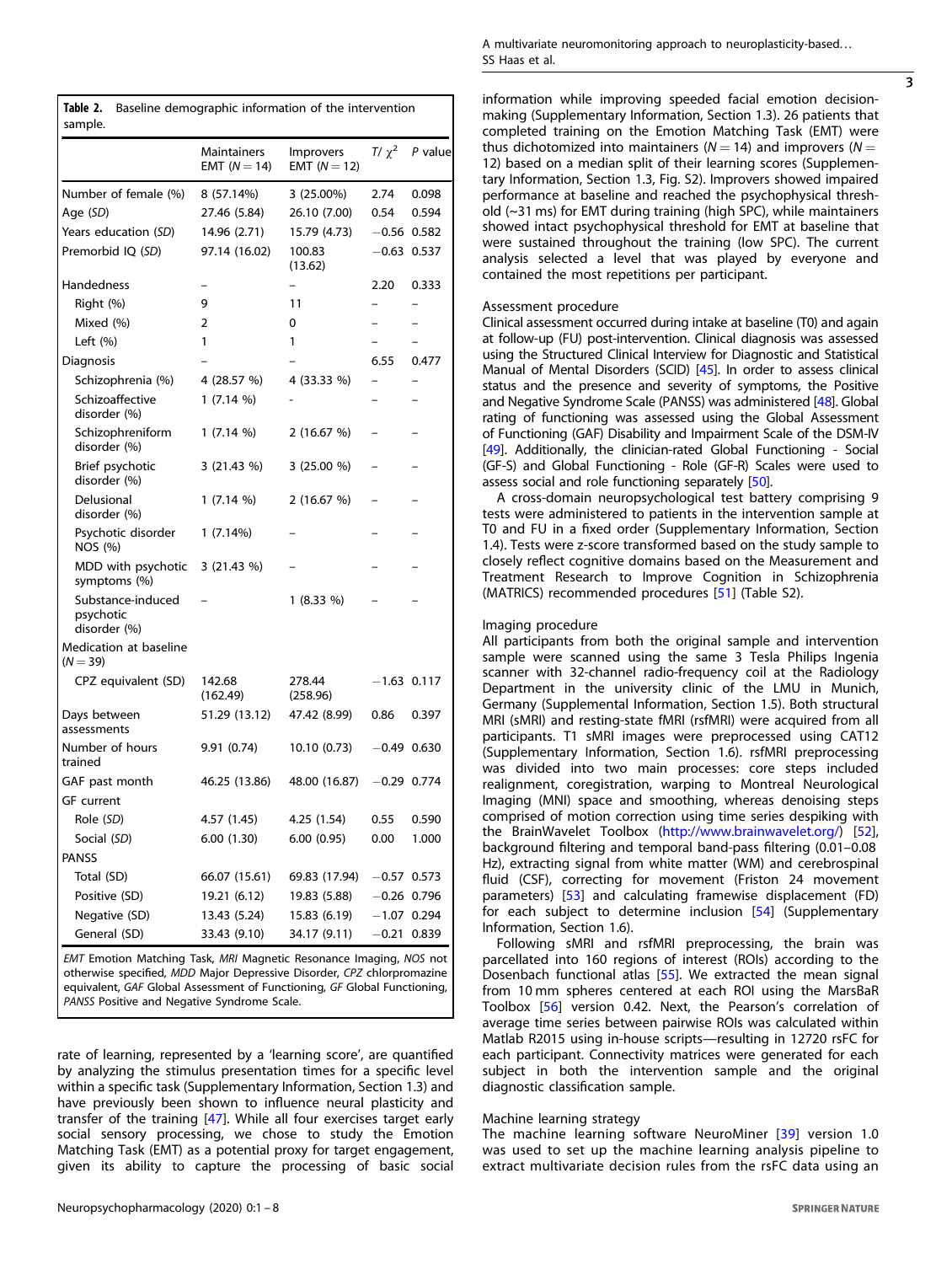**Table 2.** Baseline demographic information of the intervention sample.

| | Maintainers EMT ($N = 14$) | Improvers EMT ($N = 12$) | $T/\chi^2$ | P value |
|---|---|---|---|---|
| Number of female (%) | 8 (57.14%) | 3 (25.00%) | 2.74 | 0.098 |
| Age (*SD*) | 27.46 (5.84) | 26.10 (7.00) | 0.54 | 0.594 |
| Years education (*SD*) | 14.96 (2.71) | 15.79 (4.73) | −0.56 | 0.582 |
| Premorbid IQ (*SD*) | 97.14 (16.02) | 100.83 (13.62) | −0.63 | 0.537 |
| Handedness | – | – | 2.20 | 0.333 |
| Right (%) | 9 | 11 | – | – |
| Mixed (%) | 2 | 0 | – | – |
| Left (%) | 1 | 1 | – | – |
| Diagnosis | – | – | 6.55 | 0.477 |
| Schizophrenia (%) | 4 (28.57 %) | 4 (33.33 %) | – | – |
| Schizoaffective disorder (%) | 1 (7.14 %) | - | – | – |
| Schizophreniform disorder (%) | 1 (7.14 %) | 2 (16.67 %) | – | – |
| Brief psychotic disorder (%) | 3 (21.43 %) | 3 (25.00 %) | – | – |
| Delusional disorder (%) | 1 (7.14 %) | 2 (16.67 %) | – | – |
| Psychotic disorder NOS (%) | 1 (7.14%) | – | – | – |
| MDD with psychotic symptoms (%) | 3 (21.43 %) | – | – | – |
| Substance-induced psychotic disorder (%) | – | 1 (8.33 %) | – | – |
| Medication at baseline ($N = 39$) | | | | |
| CPZ equivalent (SD) | 142.68 (162.49) | 278.44 (258.96) | −1.63 | 0.117 |
| Days between assessments | 51.29 (13.12) | 47.42 (8.99) | 0.86 | 0.397 |
| Number of hours trained | 9.91 (0.74) | 10.10 (0.73) | −0.49 | 0.630 |
| GAF past month | 46.25 (13.86) | 48.00 (16.87) | −0.29 | 0.774 |
| GF current | | | | |
| Role (*SD*) | 4.57 (1.45) | 4.25 (1.54) | 0.55 | 0.590 |
| Social (*SD*) | 6.00 (1.30) | 6.00 (0.95) | 0.00 | 1.000 |
| PANSS | | | | |
| Total (SD) | 66.07 (15.61) | 69.83 (17.94) | −0.57 | 0.573 |
| Positive (SD) | 19.21 (6.12) | 19.83 (5.88) | −0.26 | 0.796 |
| Negative (SD) | 13.43 (5.24) | 15.83 (6.19) | −1.07 | 0.294 |
| General (SD) | 33.43 (9.10) | 34.17 (9.11) | −0.21 | 0.839 |

*EMT* Emotion Matching Task, *MRI* Magnetic Resonance Imaging, *NOS* not otherwise specified, *MDD* Major Depressive Disorder, *CPZ* chlorpromazine equivalent, *GAF* Global Assessment of Functioning, *GF* Global Functioning, *PANSS* Positive and Negative Syndrome Scale.

rate of learning, represented by a 'learning score', are quantified by analyzing the stimulus presentation times for a specific level within a specific task (Supplementary Information, Section 1.3) and have previously been shown to influence neural plasticity and transfer of the training [47]. While all four exercises target early social sensory processing, we chose to study the Emotion Matching Task (EMT) as a potential proxy for target engagement, given its ability to capture the processing of basic social information while improving speeded facial emotion decision-making (Supplementary Information, Section 1.3). 26 patients that completed training on the Emotion Matching Task (EMT) were thus dichotomized into maintainers ($N = 14$) and improvers ($N = 12$) based on a median split of their learning scores (Supplementary Information, Section 1.3, Fig. S2). Improvers showed impaired performance at baseline and reached the psychophysical threshold (~31 ms) for EMT during training (high SPC), while maintainers showed intact psychophysical threshold for EMT at baseline that were sustained throughout the training (low SPC). The current analysis selected a level that was played by everyone and contained the most repetitions per participant.

### Assessment procedure

Clinical assessment occurred during intake at baseline (T0) and again at follow-up (FU) post-intervention. Clinical diagnosis was assessed using the Structured Clinical Interview for Diagnostic and Statistical Manual of Mental Disorders (SCID) [45]. In order to assess clinical status and the presence and severity of symptoms, the Positive and Negative Syndrome Scale (PANSS) was administered [48]. Global rating of functioning was assessed using the Global Assessment of Functioning (GAF) Disability and Impairment Scale of the DSM-IV [49]. Additionally, the clinician-rated Global Functioning - Social (GF-S) and Global Functioning - Role (GF-R) Scales were used to assess social and role functioning separately [50].

A cross-domain neuropsychological test battery comprising 9 tests were administered to patients in the intervention sample at T0 and FU in a fixed order (Supplementary Information, Section 1.4). Tests were z-score transformed based on the study sample to closely reflect cognitive domains based on the Measurement and Treatment Research to Improve Cognition in Schizophrenia (MATRICS) recommended procedures [51] (Table S2).

### Imaging procedure

All participants from both the original sample and intervention sample were scanned using the same 3 Tesla Philips Ingenia scanner with 32-channel radio-frequency coil at the Radiology Department in the university clinic of the LMU in Munich, Germany (Supplemental Information, Section 1.5). Both structural MRI (sMRI) and resting-state fMRI (rsfMRI) were acquired from all participants. T1 sMRI images were preprocessed using CAT12 (Supplementary Information, Section 1.6). rsfMRI preprocessing was divided into two main processes: core steps included realignment, coregistration, warping to Montreal Neurological Imaging (MNI) space and smoothing, whereas denoising steps comprised of motion correction using time series despiking with the BrainWavelet Toolbox (http://www.brainwavelet.org/) [52], background filtering and temporal band-pass filtering (0.01–0.08 Hz), extracting signal from white matter (WM) and cerebrospinal fluid (CSF), correcting for movement (Friston 24 movement parameters) [53] and calculating framewise displacement (FD) for each subject to determine inclusion [54] (Supplementary Information, Section 1.6).

Following sMRI and rsfMRI preprocessing, the brain was parcellated into 160 regions of interest (ROIs) according to the Dosenbach functional atlas [55]. We extracted the mean signal from 10 mm spheres centered at each ROI using the MarsBaR Toolbox [56] version 0.42. Next, the Pearson's correlation of average time series between pairwise ROIs was calculated within Matlab R2015 using in-house scripts—resulting in 12720 rsFC for each participant. Connectivity matrices were generated for each subject in both the intervention sample and the original diagnostic classification sample.

### Machine learning strategy

The machine learning software NeuroMiner [39] version 1.0 was used to set up the machine learning analysis pipeline to extract multivariate decision rules from the rsFC data using an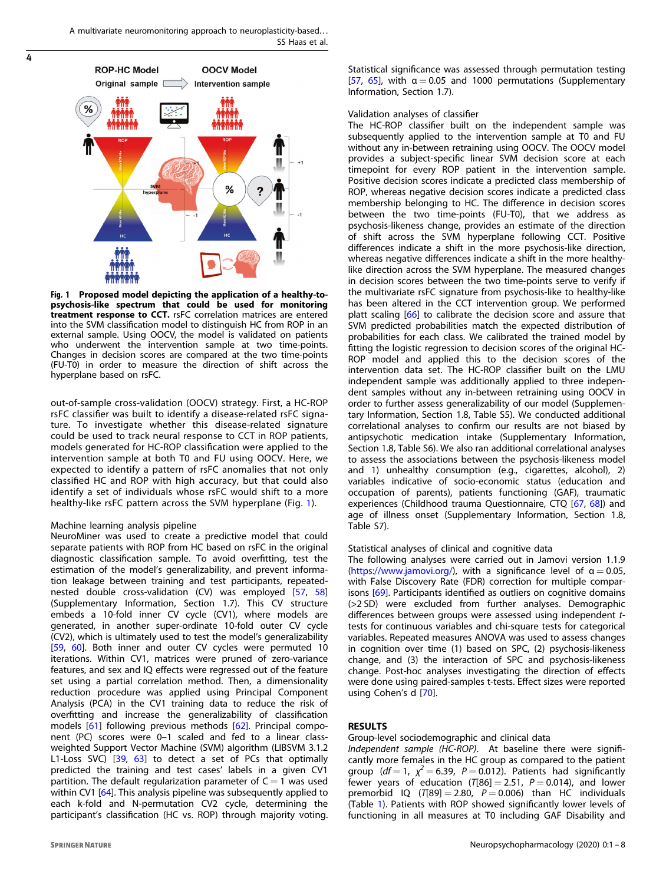Fig. 1 **Proposed model depicting the application of a healthy-to-psychosis-like spectrum that could be used for monitoring treatment response to CCT.** rsFC correlation matrices are entered into the SVM classification model to distinguish HC from ROP in an external sample. Using OOCV, the model is validated on patients who underwent the intervention sample at two time-points. Changes in decision scores are compared at the two time-points (FU-T0) in order to measure the direction of shift across the hyperplane based on rsFC.

out-of-sample cross-validation (OOCV) strategy. First, a HC-ROP rsFC classifier was built to identify a disease-related rsFC signature. To investigate whether this disease-related signature could be used to track neural response to CCT in ROP patients, models generated for HC-ROP classification were applied to the intervention sample at both T0 and FU using OOCV. Here, we expected to identify a pattern of rsFC anomalies that not only classified HC and ROP with high accuracy, but that could also identify a set of individuals whose rsFC would shift to a more healthy-like rsFC pattern across the SVM hyperplane (Fig. 1).

Machine learning analysis pipeline

NeuroMiner was used to create a predictive model that could separate patients with ROP from HC based on rsFC in the original diagnostic classification sample. To avoid overfitting, test the estimation of the model's generalizability, and prevent information leakage between training and test participants, repeated-nested double cross-validation (CV) was employed [57, 58] (Supplementary Information, Section 1.7). This CV structure embeds a 10-fold inner CV cycle (CV1), where models are generated, in another super-ordinate 10-fold outer CV cycle (CV2), which is ultimately used to test the model's generalizability [59, 60]. Both inner and outer CV cycles were permuted 10 iterations. Within CV1, matrices were pruned of zero-variance features, and sex and IQ effects were regressed out of the feature set using a partial correlation method. Then, a dimensionality reduction procedure was applied using Principal Component Analysis (PCA) in the CV1 training data to reduce the risk of overfitting and increase the generalizability of classification models [61] following previous methods [62]. Principal component (PC) scores were 0–1 scaled and fed to a linear class-weighted Support Vector Machine (SVM) algorithm (LIBSVM 3.1.2 L1-Loss SVC) [39, 63] to detect a set of PCs that optimally predicted the training and test cases' labels in a given CV1 partition. The default regularization parameter of C = 1 was used within CV1 [64]. This analysis pipeline was subsequently applied to each k-fold and N-permutation CV2 cycle, determining the participant's classification (HC vs. ROP) through majority voting. Statistical significance was assessed through permutation testing [57, 65], with $\alpha = 0.05$ and 1000 permutations (Supplementary Information, Section 1.7).

Validation analyses of classifier

The HC-ROP classifier built on the independent sample was subsequently applied to the intervention sample at T0 and FU without any in-between retraining using OOCV. The OOCV model provides a subject-specific linear SVM decision score at each timepoint for every ROP patient in the intervention sample. Positive decision scores indicate a predicted class membership of ROP, whereas negative decision scores indicate a predicted class membership belonging to HC. The difference in decision scores between the two time-points (FU-T0), that we address as psychosis-likeness change, provides an estimate of the direction of shift across the same SVM hyperplane following CCT. Positive differences indicate a shift in the more psychosis-like direction, whereas negative differences indicate a shift in the more healthy-like direction across the SVM hyperplane. The measured changes in decision scores between the two time-points serve to verify if the multivariate rsFC signature from psychosis-like to healthy-like has been altered in the CCT intervention group. We performed platt scaling [66] to calibrate the decision score and assure that SVM predicted probabilities match the expected distribution of probabilities for each class. We calibrated the trained model by fitting the logistic regression to decision scores of the original HC-ROP model and applied this to the decision scores of the intervention data set. The HC-ROP classifier built on the LMU independent sample was additionally applied to three independent samples without any in-between retraining using OOCV in order to further assess generalizability of our model (Supplementary Information, Section 1.8, Table S5). We conducted additional correlational analyses to confirm our results are not biased by antipsychotic medication intake (Supplementary Information, Section 1.8, Table S6). We also ran additional correlational analyses to assess the associations between the psychosis-likeness model and 1) unhealthy consumption (e.g., cigarettes, alcohol), 2) variables indicative of socio-economic status (education and occupation of parents), patients functioning (GAF), traumatic experiences (Childhood trauma Questionnaire, CTQ [67, 68]) and age of illness onset (Supplementary Information, Section 1.8, Table S7).

Statistical analyses of clinical and cognitive data

The following analyses were carried out in Jamovi version 1.1.9 (https://www.jamovi.org/), with a significance level of $\alpha = 0.05$, with False Discovery Rate (FDR) correction for multiple comparisons [69]. Participants identified as outliers on cognitive domains (>2 SD) were excluded from further analyses. Demographic differences between groups were assessed using independent *t*-tests for continuous variables and chi-square tests for categorical variables. Repeated measures ANOVA was used to assess changes in cognition over time (1) based on SPC, (2) psychosis-likeness change, and (3) the interaction of SPC and psychosis-likeness change. Post-hoc analyses investigating the direction of effects were done using paired-samples t-tests. Effect sizes were reported using Cohen's d [70].

## RESULTS

Group-level sociodemographic and clinical data

*Independent sample (HC-ROP).* At baseline there were significantly more females in the HC group as compared to the patient group ($df = 1$, $\chi^2 = 6.39$, $P = 0.012$). Patients had significantly fewer years of education ($T[86] = 2.51$, $P = 0.014$), and lower premorbid IQ ($T[89] = 2.80$, $P = 0.006$) than HC individuals (Table 1). Patients with ROP showed significantly lower levels of functioning in all measures at T0 including GAF Disability and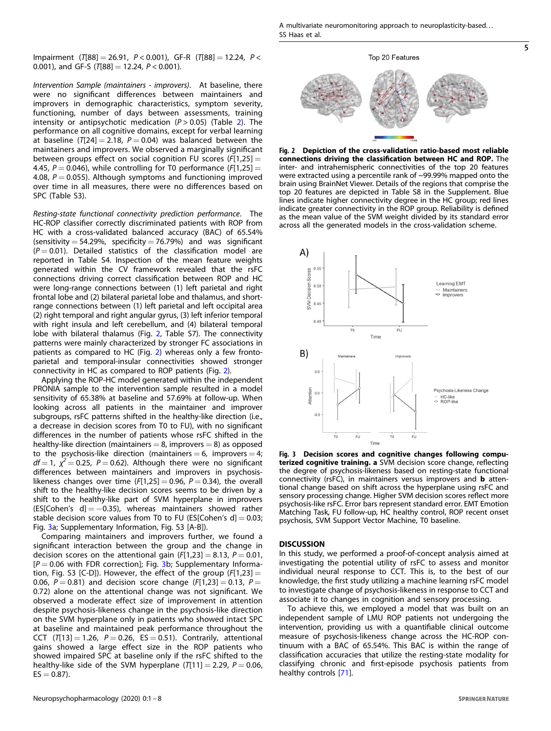Impairment ($T[88] = 26.91$, $P < 0.001$), GF-R ($T[88] = 12.24$, $P < 0.001$), and GF-S ($T[88] = 12.24$, $P < 0.001$).

*Intervention Sample (maintainers - improvers).* At baseline, there were no significant differences between maintainers and improvers in demographic characteristics, symptom severity, functioning, number of days between assessments, training intensity or antipsychotic medication ($P > 0.05$) (Table 2). The performance on all cognitive domains, except for verbal learning at baseline ($T[24] = 2.18$, $P = 0.04$) was balanced between the maintainers and improvers. We observed a marginally significant between groups effect on social cognition FU scores ($F[1,25] = 4.45$, $P = 0.046$), while controlling for T0 performance ($F[1,25] = 4.08$, $P = 0.055$). Although symptoms and functioning improved over time in all measures, there were no differences based on SPC (Table S3).

*Resting-state functional connectivity prediction performance.* The HC-ROP classifier correctly discriminated patients with ROP from HC with a cross-validated balanced accuracy (BAC) of 65.54% (sensitivity = 54.29%, specificity = 76.79%) and was significant ($P = 0.01$). Detailed statistics of the classification model are reported in Table S4. Inspection of the mean feature weights generated within the CV framework revealed that the rsFC connections driving correct classification between ROP and HC were long-range connections between (1) left parietal and right frontal lobe and (2) bilateral parietal lobe and thalamus, and short-range connections between (1) left parietal and left occipital area (2) right temporal and right angular gyrus, (3) left inferior temporal with right insula and left cerebellum, and (4) bilateral temporal lobe with bilateral thalamus (Fig. 2, Table S7). The connectivity patterns were mainly characterized by stronger FC associations in patients as compared to HC (Fig. 2) whereas only a few fronto-parietal and temporal-insular connectivities showed stronger connectivity in HC as compared to ROP patients (Fig. 2).

Applying the ROP-HC model generated within the independent PRONIA sample to the intervention sample resulted in a model sensitivity of 65.38% at baseline and 57.69% at follow-up. When looking across all patients in the maintainer and improver subgroups, rsFC patterns shifted in the healthy-like direction (i.e., a decrease in decision scores from T0 to FU), with no significant differences in the number of patients whose rsFC shifted in the healthy-like direction (maintainers = 8, improvers = 8) as opposed to the psychosis-like direction (maintainers = 6, improvers = 4; $df = 1$, $\chi^2 = 0.25$, $P = 0.62$). Although there were no significant differences between maintainers and improvers in psychosis-likeness changes over time ($F[1,25] = 0.96$, $P = 0.34$), the overall shift to the healthy-like decision scores seems to be driven by a shift to the healthy-like part of SVM hyperplane in improvers (ES[Cohen's d] = −0.35), whereas maintainers showed rather stable decision score values from T0 to FU (ES[Cohen's d] = 0.03; Fig. 3a; Supplementary Information, Fig. S3 [A-B]).

Comparing maintainers and improvers further, we found a significant interaction between the group and the change in decision scores on the attentional gain ($F[1,23] = 8.13$, $P = 0.01$, [$P = 0.06$ with FDR correction]; Fig. 3b; Supplementary Information, Fig. S3 [C-D]). However, the effect of the group ($F[1,23] = 0.06$, $P = 0.81$) and decision score change ($F[1,23] = 0.13$, $P = 0.72$) alone on the attentional change was not significant. We observed a moderate effect size of improvement in attention despite psychosis-likeness change in the psychosis-like direction on the SVM hyperplane only in patients who showed intact SPC at baseline and maintained peak performance throughout the CCT ($T[13] = 1.26$, $P = 0.26$, ES = 0.51). Contrarily, attentional gains showed a large effect size in the ROP patients who showed impaired SPC at baseline only if the rsFC shifted to the healthy-like side of the SVM hyperplane ($T[11] = 2.29$, $P = 0.06$, ES = 0.87).

**Fig. 2 Depiction of the cross-validation ratio-based most reliable connections driving the classification between HC and ROP.** The inter- and intrahemispheric connectivities of the top 20 features were extracted using a percentile rank of ~99.99% mapped onto the brain using BrainNet Viewer. Details of the regions that comprise the top 20 features are depicted in Table S8 in the Supplement. Blue lines indicate higher connectivity degree in the HC group; red lines indicate greater connectivity in the ROP group. Reliability is defined as the mean value of the SVM weight divided by its standard error across all the generated models in the cross-validation scheme.

**Fig. 3 Decision scores and cognitive changes following computerized cognitive training. a** SVM decision score change, reflecting the degree of psychosis-likeness based on resting-state functional connectivity (rsFC), in maintainers versus improvers and **b** attentional change based on shift across the hyperplane using rsFC and sensory processing change. Higher SVM decision scores reflect more psychosis-like rsFC. Error bars represent standard error. EMT Emotion Matching Task, FU follow-up, HC healthy control, ROP recent onset psychosis, SVM Support Vector Machine, T0 baseline.

## DISCUSSION

In this study, we performed a proof-of-concept analysis aimed at investigating the potential utility of rsFC to assess and monitor individual neural response to CCT. This is, to the best of our knowledge, the first study utilizing a machine learning rsFC model to investigate change of psychosis-likeness in response to CCT and associate it to changes in cognition and sensory processing.

To achieve this, we employed a model that was built on an independent sample of LMU ROP patients not undergoing the intervention, providing us with a quantifiable clinical outcome measure of psychosis-likeness change across the HC-ROP continuum with a BAC of 65.54%. This BAC is within the range of classification accuracies that utilize the resting-state modality for classifying chronic and first-episode psychosis patients from healthy controls [71].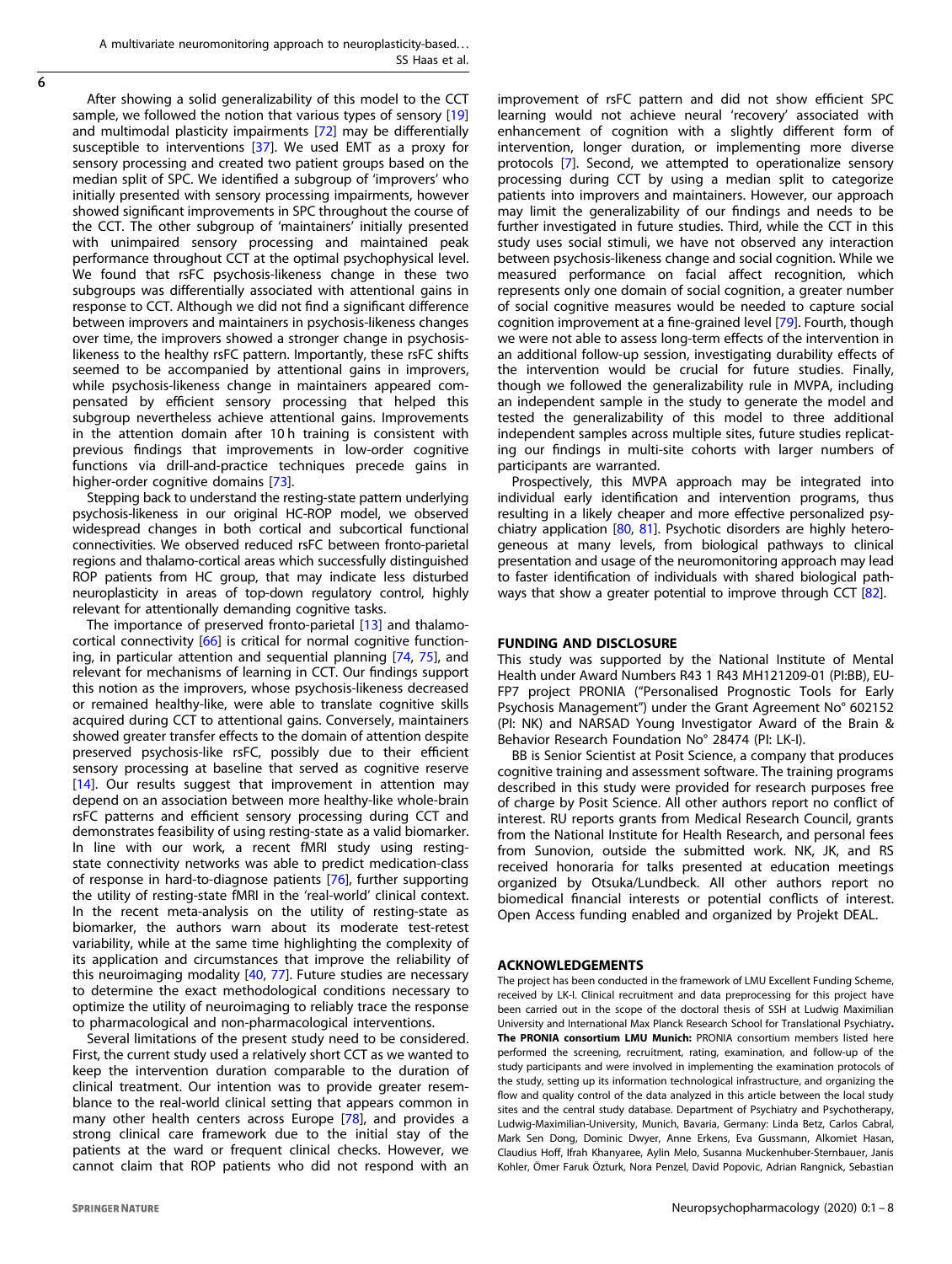After showing a solid generalizability of this model to the CCT sample, we followed the notion that various types of sensory [19] and multimodal plasticity impairments [72] may be differentially susceptible to interventions [37]. We used EMT as a proxy for sensory processing and created two patient groups based on the median split of SPC. We identified a subgroup of 'improvers' who initially presented with sensory processing impairments, however showed significant improvements in SPC throughout the course of the CCT. The other subgroup of 'maintainers' initially presented with unimpaired sensory processing and maintained peak performance throughout CCT at the optimal psychophysical level. We found that rsFC psychosis-likeness change in these two subgroups was differentially associated with attentional gains in response to CCT. Although we did not find a significant difference between improvers and maintainers in psychosis-likeness changes over time, the improvers showed a stronger change in psychosis-likeness to the healthy rsFC pattern. Importantly, these rsFC shifts seemed to be accompanied by attentional gains in improvers, while psychosis-likeness change in maintainers appeared compensated by efficient sensory processing that helped this subgroup nevertheless achieve attentional gains. Improvements in the attention domain after 10 h training is consistent with previous findings that improvements in low-order cognitive functions via drill-and-practice techniques precede gains in higher-order cognitive domains [73].

Stepping back to understand the resting-state pattern underlying psychosis-likeness in our original HC-ROP model, we observed widespread changes in both cortical and subcortical functional connectivities. We observed reduced rsFC between fronto-parietal regions and thalamo-cortical areas which successfully distinguished ROP patients from HC group, that may indicate less disturbed neuroplasticity in areas of top-down regulatory control, highly relevant for attentionally demanding cognitive tasks.

The importance of preserved fronto-parietal [13] and thalamo-cortical connectivity [66] is critical for normal cognitive functioning, in particular attention and sequential planning [74, 75], and relevant for mechanisms of learning in CCT. Our findings support this notion as the improvers, whose psychosis-likeness decreased or remained healthy-like, were able to translate cognitive skills acquired during CCT to attentional gains. Conversely, maintainers showed greater transfer effects to the domain of attention despite preserved psychosis-like rsFC, possibly due to their efficient sensory processing at baseline that served as cognitive reserve [14]. Our results suggest that improvement in attention may depend on an association between more healthy-like whole-brain rsFC patterns and efficient sensory processing during CCT and demonstrates feasibility of using resting-state as a valid biomarker. In line with our work, a recent fMRI study using resting-state connectivity networks was able to predict medication-class of response in hard-to-diagnose patients [76], further supporting the utility of resting-state fMRI in the 'real-world' clinical context. In the recent meta-analysis on the utility of resting-state as biomarker, the authors warn about its moderate test-retest variability, while at the same time highlighting the complexity of its application and circumstances that improve the reliability of this neuroimaging modality [40, 77]. Future studies are necessary to determine the exact methodological conditions necessary to optimize the utility of neuroimaging to reliably trace the response to pharmacological and non-pharmacological interventions.

Several limitations of the present study need to be considered. First, the current study used a relatively short CCT as we wanted to keep the intervention duration comparable to the duration of clinical treatment. Our intention was to provide greater resemblance to the real-world clinical setting that appears common in many other health centers across Europe [78], and provides a strong clinical care framework due to the initial stay of the patients at the ward or frequent clinical checks. However, we cannot claim that ROP patients who did not respond with an improvement of rsFC pattern and did not show efficient SPC learning would not achieve neural 'recovery' associated with enhancement of cognition with a slightly different form of intervention, longer duration, or implementing more diverse protocols [7]. Second, we attempted to operationalize sensory processing during CCT by using a median split to categorize patients into improvers and maintainers. However, our approach may limit the generalizability of our findings and needs to be further investigated in future studies. Third, while the CCT in this study uses social stimuli, we have not observed any interaction between psychosis-likeness change and social cognition. While we measured performance on facial affect recognition, which represents only one domain of social cognition, a greater number of social cognitive measures would be needed to capture social cognition improvement at a fine-grained level [79]. Fourth, though we were not able to assess long-term effects of the intervention in an additional follow-up session, investigating durability effects of the intervention would be crucial for future studies. Finally, though we followed the generalizability rule in MVPA, including an independent sample in the study to generate the model and tested the generalizability of this model to three additional independent samples across multiple sites, future studies replicating our findings in multi-site cohorts with larger numbers of participants are warranted.

Prospectively, this MVPA approach may be integrated into individual early identification and intervention programs, thus resulting in a likely cheaper and more effective personalized psychiatry application [80, 81]. Psychotic disorders are highly heterogeneous at many levels, from biological pathways to clinical presentation and usage of the neuromonitoring approach may lead to faster identification of individuals with shared biological pathways that show a greater potential to improve through CCT [82].

## FUNDING AND DISCLOSURE

This study was supported by the National Institute of Mental Health under Award Numbers R43 1 R43 MH121209-01 (PI:BB), EU-FP7 project PRONIA ("Personalised Prognostic Tools for Early Psychosis Management") under the Grant Agreement No° 602152 (PI: NK) and NARSAD Young Investigator Award of the Brain & Behavior Research Foundation No° 28474 (PI: LK-I).

BB is Senior Scientist at Posit Science, a company that produces cognitive training and assessment software. The training programs described in this study were provided for research purposes free of charge by Posit Science. All other authors report no conflict of interest. RU reports grants from Medical Research Council, grants from the National Institute for Health Research, and personal fees from Sunovion, outside the submitted work. NK, JK, and RS received honoraria for talks presented at education meetings organized by Otsuka/Lundbeck. All other authors report no biomedical financial interests or potential conflicts of interest. Open Access funding enabled and organized by Projekt DEAL.

## ACKNOWLEDGEMENTS

The project has been conducted in the framework of LMU Excellent Funding Scheme, received by LK-I. Clinical recruitment and data preprocessing for this project have been carried out in the scope of the doctoral thesis of SSH at Ludwig Maximilian University and International Max Planck Research School for Translational Psychiatry. **The PRONIA consortium LMU Munich:** PRONIA consortium members listed here performed the screening, recruitment, rating, examination, and follow-up of the study participants and were involved in implementing the examination protocols of the study, setting up its information technological infrastructure, and organizing the flow and quality control of the data analyzed in this article between the local study sites and the central study database. Department of Psychiatry and Psychotherapy, Ludwig-Maximilian-University, Munich, Bavaria, Germany: Linda Betz, Carlos Cabral, Mark Sen Dong, Dominic Dwyer, Anne Erkens, Eva Gussmann, Alkomiet Hasan, Claudius Hoff, Ifrah Khanyaree, Aylin Melo, Susanna Muckenhuber-Sternbauer, Janis Kohler, Ömer Faruk Özturk, Nora Penzel, David Popovic, Adrian Rangnick, Sebastian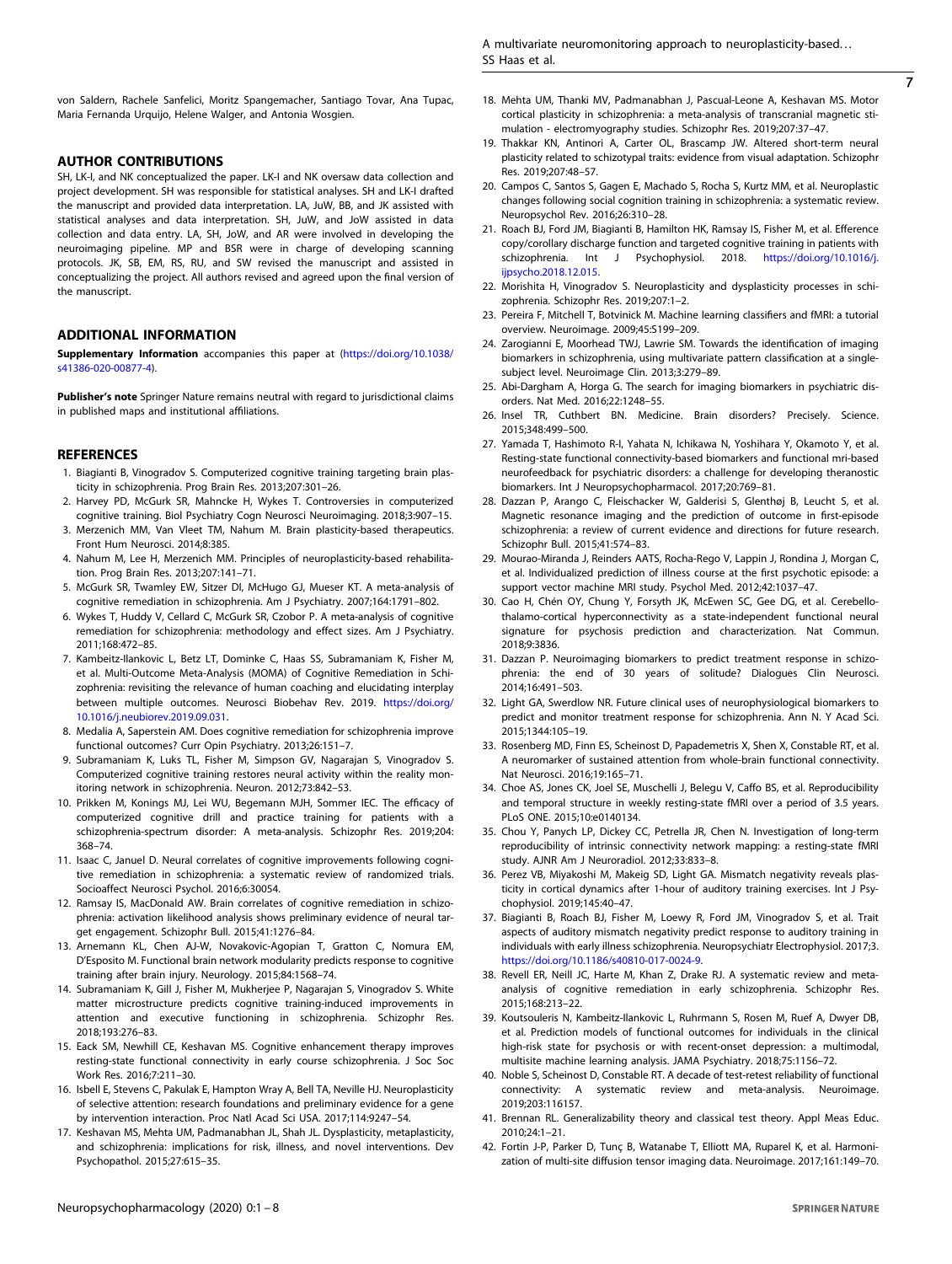von Saldern, Rachele Sanfelici, Moritz Spangemacher, Santiago Tovar, Ana Tupac, Maria Fernanda Urquijo, Helene Walger, and Antonia Wosgien.

## AUTHOR CONTRIBUTIONS

SH, LK-I, and NK conceptualized the paper. LK-I and NK oversaw data collection and project development. SH was responsible for statistical analyses. SH and LK-I drafted the manuscript and provided data interpretation. LA, JuW, BB, and JK assisted with statistical analyses and data interpretation. SH, JuW, and JoW assisted in data collection and data entry. LA, SH, JoW, and AR were involved in developing the neuroimaging pipeline. MP and BSR were in charge of developing scanning protocols. JK, SB, EM, RS, RU, and SW revised the manuscript and assisted in conceptualizing the project. All authors revised and agreed upon the final version of the manuscript.

## ADDITIONAL INFORMATION

**Supplementary Information** accompanies this paper at (https://doi.org/10.1038/s41386-020-00877-4).

**Publisher's note** Springer Nature remains neutral with regard to jurisdictional claims in published maps and institutional affiliations.

## REFERENCES

1. Biagianti B, Vinogradov S. Computerized cognitive training targeting brain plasticity in schizophrenia. Prog Brain Res. 2013;207:301–26.
2. Harvey PD, McGurk SR, Mahncke H, Wykes T. Controversies in computerized cognitive training. Biol Psychiatry Cogn Neurosci Neuroimaging. 2018;3:907–15.
3. Merzenich MM, Van Vleet TM, Nahum M. Brain plasticity-based therapeutics. Front Hum Neurosci. 2014;8:385.
4. Nahum M, Lee H, Merzenich MM. Principles of neuroplasticity-based rehabilitation. Prog Brain Res. 2013;207:141–71.
5. McGurk SR, Twamley EW, Sitzer DI, McHugo GJ, Mueser KT. A meta-analysis of cognitive remediation in schizophrenia. Am J Psychiatry. 2007;164:1791–802.
6. Wykes T, Huddy V, Cellard C, McGurk SR, Czobor P. A meta-analysis of cognitive remediation for schizophrenia: methodology and effect sizes. Am J Psychiatry. 2011;168:472–85.
7. Kambeitz-Ilankovic L, Betz LT, Dominke C, Haas SS, Subramaniam K, Fisher M, et al. Multi-Outcome Meta-Analysis (MOMA) of Cognitive Remediation in Schizophrenia: revisiting the relevance of human coaching and elucidating interplay between multiple outcomes. Neurosci Biobehav Rev. 2019. https://doi.org/10.1016/j.neubiorev.2019.09.031.
8. Medalia A, Saperstein AM. Does cognitive remediation for schizophrenia improve functional outcomes? Curr Opin Psychiatry. 2013;26:151–7.
9. Subramaniam K, Luks TL, Fisher M, Simpson GV, Nagarajan S, Vinogradov S. Computerized cognitive training restores neural activity within the reality monitoring network in schizophrenia. Neuron. 2012;73:842–53.
10. Prikken M, Konings MJ, Lei WU, Begemann MJH, Sommer IEC. The efficacy of computerized cognitive drill and practice training for patients with a schizophrenia-spectrum disorder: A meta-analysis. Schizophr Res. 2019;204:368–74.
11. Isaac C, Januel D. Neural correlates of cognitive improvements following cognitive remediation in schizophrenia: a systematic review of randomized trials. Socioaffect Neurosci Psychol. 2016;6:30054.
12. Ramsay IS, MacDonald AW. Brain correlates of cognitive remediation in schizophrenia: activation likelihood analysis shows preliminary evidence of neural target engagement. Schizophr Bull. 2015;41:1276–84.
13. Arnemann KL, Chen AJ-W, Novakovic-Agopian T, Gratton C, Nomura EM, D'Esposito M. Functional brain network modularity predicts response to cognitive training after brain injury. Neurology. 2015;84:1568–74.
14. Subramaniam K, Gill J, Fisher M, Mukherjee P, Nagarajan S, Vinogradov S. White matter microstructure predicts cognitive training-induced improvements in attention and executive functioning in schizophrenia. Schizophr Res. 2018;193:276–83.
15. Eack SM, Newhill CE, Keshavan MS. Cognitive enhancement therapy improves resting-state functional connectivity in early course schizophrenia. J Soc Soc Work Res. 2016;7:211–30.
16. Isbell E, Stevens C, Pakulak E, Hampton Wray A, Bell TA, Neville HJ. Neuroplasticity of selective attention: research foundations and preliminary evidence for a gene by intervention interaction. Proc Natl Acad Sci USA. 2017;114:9247–54.
17. Keshavan MS, Mehta UM, Padmanabhan JL, Shah JL. Dysplasticity, metaplasticity, and schizophrenia: implications for risk, illness, and novel interventions. Dev Psychopathol. 2015;27:615–35.
18. Mehta UM, Thanki MV, Padmanabhan J, Pascual-Leone A, Keshavan MS. Motor cortical plasticity in schizophrenia: a meta-analysis of transcranial magnetic stimulation - electromyography studies. Schizophr Res. 2019;207:37–47.
19. Thakkar KN, Antinori A, Carter OL, Brascamp JW. Altered short-term neural plasticity related to schizotypal traits: evidence from visual adaptation. Schizophr Res. 2019;207:48–57.
20. Campos C, Santos S, Gagen E, Machado S, Rocha S, Kurtz MM, et al. Neuroplastic changes following social cognition training in schizophrenia: a systematic review. Neuropsychol Rev. 2016;26:310–28.
21. Roach BJ, Ford JM, Biagianti B, Hamilton HK, Ramsay IS, Fisher M, et al. Efference copy/corollary discharge function and targeted cognitive training in patients with schizophrenia. Int J Psychophysiol. 2018. https://doi.org/10.1016/j.ijpsycho.2018.12.015.
22. Morishita H, Vinogradov S. Neuroplasticity and dysplasticity processes in schizophrenia. Schizophr Res. 2019;207:1–2.
23. Pereira F, Mitchell T, Botvinick M. Machine learning classifiers and fMRI: a tutorial overview. Neuroimage. 2009;45:S199–209.
24. Zarogianni E, Moorhead TWJ, Lawrie SM. Towards the identification of imaging biomarkers in schizophrenia, using multivariate pattern classification at a single-subject level. Neuroimage Clin. 2013;3:279–89.
25. Abi-Dargham A, Horga G. The search for imaging biomarkers in psychiatric disorders. Nat Med. 2016;22:1248–55.
26. Insel TR, Cuthbert BN. Medicine. Brain disorders? Precisely. Science. 2015;348:499–500.
27. Yamada T, Hashimoto R-I, Yahata N, Ichikawa N, Yoshihara Y, Okamoto Y, et al. Resting-state functional connectivity-based biomarkers and functional mri-based neurofeedback for psychiatric disorders: a challenge for developing theranostic biomarkers. Int J Neuropsychopharmacol. 2017;20:769–81.
28. Dazzan P, Arango C, Fleischacker W, Galderisi S, Glenthøj B, Leucht S, et al. Magnetic resonance imaging and the prediction of outcome in first-episode schizophrenia: a review of current evidence and directions for future research. Schizophr Bull. 2015;41:574–83.
29. Mourao-Miranda J, Reinders AATS, Rocha-Rego V, Lappin J, Rondina J, Morgan C, et al. Individualized prediction of illness course at the first psychotic episode: a support vector machine MRI study. Psychol Med. 2012;42:1037–47.
30. Cao H, Chén OY, Chung Y, Forsyth JK, McEwen SC, Gee DG, et al. Cerebello-thalamo-cortical hyperconnectivity as a state-independent functional neural signature for psychosis prediction and characterization. Nat Commun. 2018;9:3836.
31. Dazzan P. Neuroimaging biomarkers to predict treatment response in schizophrenia: the end of 30 years of solitude? Dialogues Clin Neurosci. 2014;16:491–503.
32. Light GA, Swerdlow NR. Future clinical uses of neurophysiological biomarkers to predict and monitor treatment response for schizophrenia. Ann N. Y Acad Sci. 2015;1344:105–19.
33. Rosenberg MD, Finn ES, Scheinost D, Papademetris X, Shen X, Constable RT, et al. A neuromarker of sustained attention from whole-brain functional connectivity. Nat Neurosci. 2016;19:165–71.
34. Choe AS, Jones CK, Joel SE, Muschelli J, Belegu V, Caffo BS, et al. Reproducibility and temporal structure in weekly resting-state fMRI over a period of 3.5 years. PLoS ONE. 2015;10:e0140134.
35. Chou Y, Panych LP, Dickey CC, Petrella JR, Chen N. Investigation of long-term reproducibility of intrinsic connectivity network mapping: a resting-state fMRI study. AJNR Am J Neuroradiol. 2012;33:833–8.
36. Perez VB, Miyakoshi M, Makeig SD, Light GA. Mismatch negativity reveals plasticity in cortical dynamics after 1-hour of auditory training exercises. Int J Psychophysiol. 2019;145:40–47.
37. Biagianti B, Roach BJ, Fisher M, Loewy R, Ford JM, Vinogradov S, et al. Trait aspects of auditory mismatch negativity predict response to auditory training in individuals with early illness schizophrenia. Neuropsychiatr Electrophysiol. 2017;3. https://doi.org/10.1186/s40810-017-0024-9.
38. Revell ER, Neill JC, Harte M, Khan Z, Drake RJ. A systematic review and meta-analysis of cognitive remediation in early schizophrenia. Schizophr Res. 2015;168:213–22.
39. Koutsouleris N, Kambeitz-Ilankovic L, Ruhrmann S, Rosen M, Ruef A, Dwyer DB, et al. Prediction models of functional outcomes for individuals in the clinical high-risk state for psychosis or with recent-onset depression: a multimodal, multisite machine learning analysis. JAMA Psychiatry. 2018;75:1156–72.
40. Noble S, Scheinost D, Constable RT. A decade of test-retest reliability of functional connectivity: A systematic review and meta-analysis. Neuroimage. 2019;203:116157.
41. Brennan RL. Generalizability theory and classical test theory. Appl Meas Educ. 2010;24:1–21.
42. Fortin J-P, Parker D, Tunç B, Watanabe T, Elliott MA, Ruparel K, et al. Harmonization of multi-site diffusion tensor imaging data. Neuroimage. 2017;161:149–70.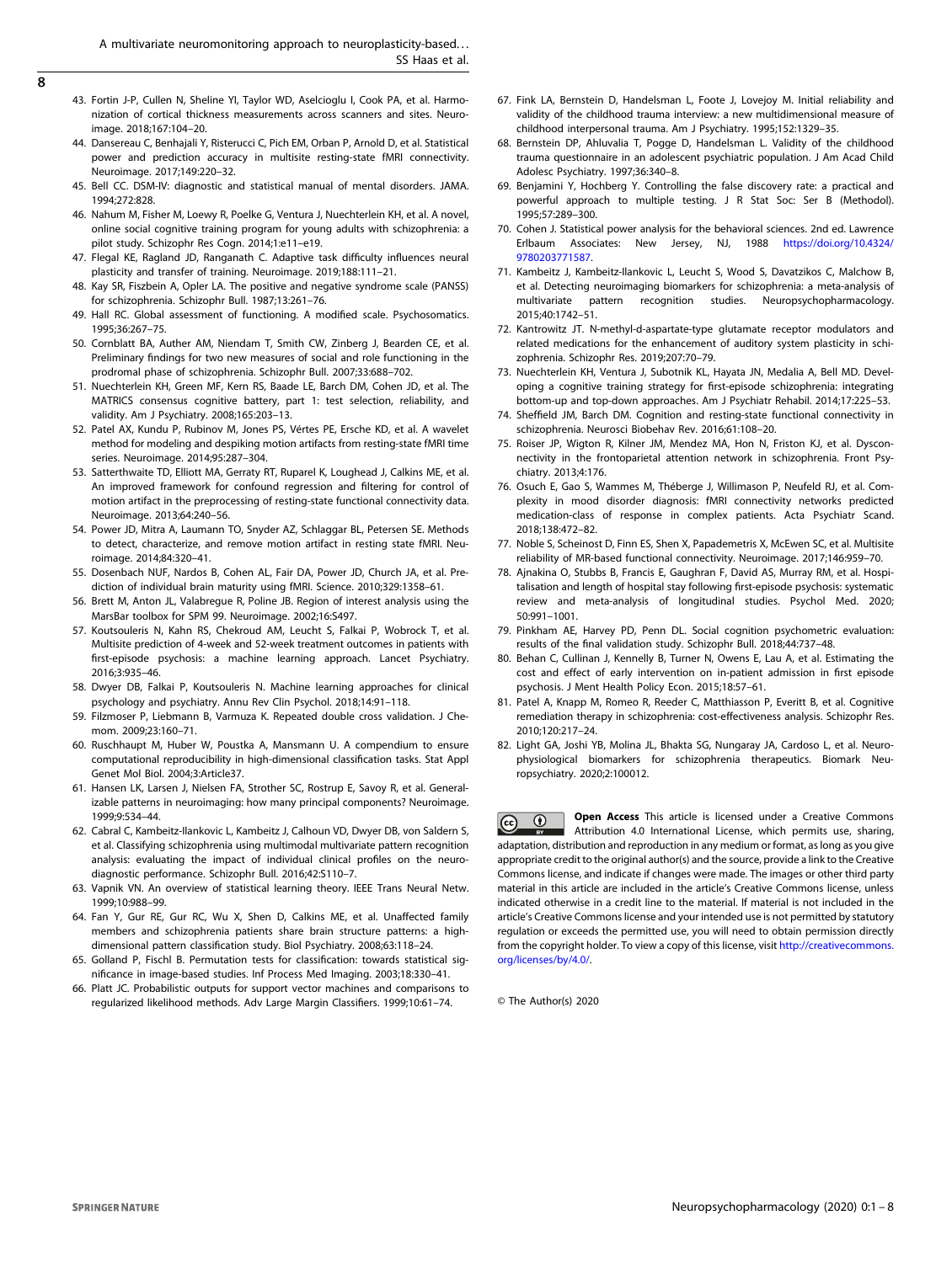43. Fortin J-P, Cullen N, Sheline YI, Taylor WD, Aselcioglu I, Cook PA, et al. Harmonization of cortical thickness measurements across scanners and sites. Neuroimage. 2018;167:104–20.
44. Dansereau C, Benhajali Y, Risterucci C, Pich EM, Orban P, Arnold D, et al. Statistical power and prediction accuracy in multisite resting-state fMRI connectivity. Neuroimage. 2017;149:220–32.
45. Bell CC. DSM-IV: diagnostic and statistical manual of mental disorders. JAMA. 1994;272:828.
46. Nahum M, Fisher M, Loewy R, Poelke G, Ventura J, Nuechterlein KH, et al. A novel, online social cognitive training program for young adults with schizophrenia: a pilot study. Schizophr Res Cogn. 2014;1:e11–e19.
47. Flegal KE, Ragland JD, Ranganath C. Adaptive task difficulty influences neural plasticity and transfer of training. Neuroimage. 2019;188:111–21.
48. Kay SR, Fiszbein A, Opler LA. The positive and negative syndrome scale (PANSS) for schizophrenia. Schizophr Bull. 1987;13:261–76.
49. Hall RC. Global assessment of functioning. A modified scale. Psychosomatics. 1995;36:267–75.
50. Cornblatt BA, Auther AM, Niendam T, Smith CW, Zinberg J, Bearden CE, et al. Preliminary findings for two new measures of social and role functioning in the prodromal phase of schizophrenia. Schizophr Bull. 2007;33:688–702.
51. Nuechterlein KH, Green MF, Kern RS, Baade LE, Barch DM, Cohen JD, et al. The MATRICS consensus cognitive battery, part 1: test selection, reliability, and validity. Am J Psychiatry. 2008;165:203–13.
52. Patel AX, Kundu P, Rubinov M, Jones PS, Vértes PE, Ersche KD, et al. A wavelet method for modeling and despiking motion artifacts from resting-state fMRI time series. Neuroimage. 2014;95:287–304.
53. Satterthwaite TD, Elliott MA, Gerraty RT, Ruparel K, Loughead J, Calkins ME, et al. An improved framework for confound regression and filtering for control of motion artifact in the preprocessing of resting-state functional connectivity data. Neuroimage. 2013;64:240–56.
54. Power JD, Mitra A, Laumann TO, Snyder AZ, Schlaggar BL, Petersen SE. Methods to detect, characterize, and remove motion artifact in resting state fMRI. Neuroimage. 2014;84:320–41.
55. Dosenbach NUF, Nardos B, Cohen AL, Fair DA, Power JD, Church JA, et al. Prediction of individual brain maturity using fMRI. Science. 2010;329:1358–61.
56. Brett M, Anton JL, Valabregue R, Poline JB. Region of interest analysis using the MarsBar toolbox for SPM 99. Neuroimage. 2002;16:S497.
57. Koutsouleris N, Kahn RS, Chekroud AM, Leucht S, Falkai P, Wobrock T, et al. Multisite prediction of 4-week and 52-week treatment outcomes in patients with first-episode psychosis: a machine learning approach. Lancet Psychiatry. 2016;3:935–46.
58. Dwyer DB, Falkai P, Koutsouleris N. Machine learning approaches for clinical psychology and psychiatry. Annu Rev Clin Psychol. 2018;14:91–118.
59. Filzmoser P, Liebmann B, Varmuza K. Repeated double cross validation. J Chemom. 2009;23:160–71.
60. Ruschhaupt M, Huber W, Poustka A, Mansmann U. A compendium to ensure computational reproducibility in high-dimensional classification tasks. Stat Appl Genet Mol Biol. 2004;3:Article37.
61. Hansen LK, Larsen J, Nielsen FA, Strother SC, Rostrup E, Savoy R, et al. Generalizable patterns in neuroimaging: how many principal components? Neuroimage. 1999;9:534–44.
62. Cabral C, Kambeitz-Ilankovic L, Kambeitz J, Calhoun VD, Dwyer DB, von Saldern S, et al. Classifying schizophrenia using multimodal multivariate pattern recognition analysis: evaluating the impact of individual clinical profiles on the neurodiagnostic performance. Schizophr Bull. 2016;42:S110–7.
63. Vapnik VN. An overview of statistical learning theory. IEEE Trans Neural Netw. 1999;10:988–99.
64. Fan Y, Gur RE, Gur RC, Wu X, Shen D, Calkins ME, et al. Unaffected family members and schizophrenia patients share brain structure patterns: a high-dimensional pattern classification study. Biol Psychiatry. 2008;63:118–24.
65. Golland P, Fischl B. Permutation tests for classification: towards statistical significance in image-based studies. Inf Process Med Imaging. 2003;18:330–41.
66. Platt JC. Probabilistic outputs for support vector machines and comparisons to regularized likelihood methods. Adv Large Margin Classifiers. 1999;10:61–74.
67. Fink LA, Bernstein D, Handelsman L, Foote J, Lovejoy M. Initial reliability and validity of the childhood trauma interview: a new multidimensional measure of childhood interpersonal trauma. Am J Psychiatry. 1995;152:1329–35.
68. Bernstein DP, Ahluvalia T, Pogge D, Handelsman L. Validity of the childhood trauma questionnaire in an adolescent psychiatric population. J Am Acad Child Adolesc Psychiatry. 1997;36:340–8.
69. Benjamini Y, Hochberg Y. Controlling the false discovery rate: a practical and powerful approach to multiple testing. J R Stat Soc: Ser B (Methodol). 1995;57:289–300.
70. Cohen J. Statistical power analysis for the behavioral sciences. 2nd ed. Lawrence Erlbaum Associates: New Jersey, NJ, 1988 https://doi.org/10.4324/9780203771587.
71. Kambeitz J, Kambeitz-Ilankovic L, Leucht S, Wood S, Davatzikos C, Malchow B, et al. Detecting neuroimaging biomarkers for schizophrenia: a meta-analysis of multivariate pattern recognition studies. Neuropsychopharmacology. 2015;40:1742–51.
72. Kantrowitz JT. N-methyl-d-aspartate-type glutamate receptor modulators and related medications for the enhancement of auditory system plasticity in schizophrenia. Schizophr Res. 2019;207:70–79.
73. Nuechterlein KH, Ventura J, Subotnik KL, Hayata JN, Medalia A, Bell MD. Developing a cognitive training strategy for first-episode schizophrenia: integrating bottom-up and top-down approaches. Am J Psychiatr Rehabil. 2014;17:225–53.
74. Sheffield JM, Barch DM. Cognition and resting-state functional connectivity in schizophrenia. Neurosci Biobehav Rev. 2016;61:108–20.
75. Roiser JP, Wigton R, Kilner JM, Mendez MA, Hon N, Friston KJ, et al. Dysconnectivity in the frontoparietal attention network in schizophrenia. Front Psychiatry. 2013;4:176.
76. Osuch E, Gao S, Wammes M, Théberge J, Willimason P, Neufeld RJ, et al. Complexity in mood disorder diagnosis: fMRI connectivity networks predicted medication-class of response in complex patients. Acta Psychiatr Scand. 2018;138:472–82.
77. Noble S, Scheinost D, Finn ES, Shen X, Papademetris X, McEwen SC, et al. Multisite reliability of MR-based functional connectivity. Neuroimage. 2017;146:959–70.
78. Ajnakina O, Stubbs B, Francis E, Gaughran F, David AS, Murray RM, et al. Hospitalisation and length of hospital stay following first-episode psychosis: systematic review and meta-analysis of longitudinal studies. Psychol Med. 2020;50:991–1001.
79. Pinkham AE, Harvey PD, Penn DL. Social cognition psychometric evaluation: results of the final validation study. Schizophr Bull. 2018;44:737–48.
80. Behan C, Cullinan J, Kennelly B, Turner N, Owens E, Lau A, et al. Estimating the cost and effect of early intervention on in-patient admission in first episode psychosis. J Ment Health Policy Econ. 2015;18:57–61.
81. Patel A, Knapp M, Romeo R, Reeder C, Matthiasson P, Everitt B, et al. Cognitive remediation therapy in schizophrenia: cost-effectiveness analysis. Schizophr Res. 2010;120:217–24.
82. Light GA, Joshi YB, Molina JL, Bhakta SG, Nungaray JA, Cardoso L, et al. Neurophysiological biomarkers for schizophrenia therapeutics. Biomark Neuropsychiatry. 2020;2:100012.

**Open Access** This article is licensed under a Creative Commons Attribution 4.0 International License, which permits use, sharing, adaptation, distribution and reproduction in any medium or format, as long as you give appropriate credit to the original author(s) and the source, provide a link to the Creative Commons license, and indicate if changes were made. The images or other third party material in this article are included in the article's Creative Commons license, unless indicated otherwise in a credit line to the material. If material is not included in the article's Creative Commons license and your intended use is not permitted by statutory regulation or exceeds the permitted use, you will need to obtain permission directly from the copyright holder. To view a copy of this license, visit http://creativecommons.org/licenses/by/4.0/.

© The Author(s) 2020